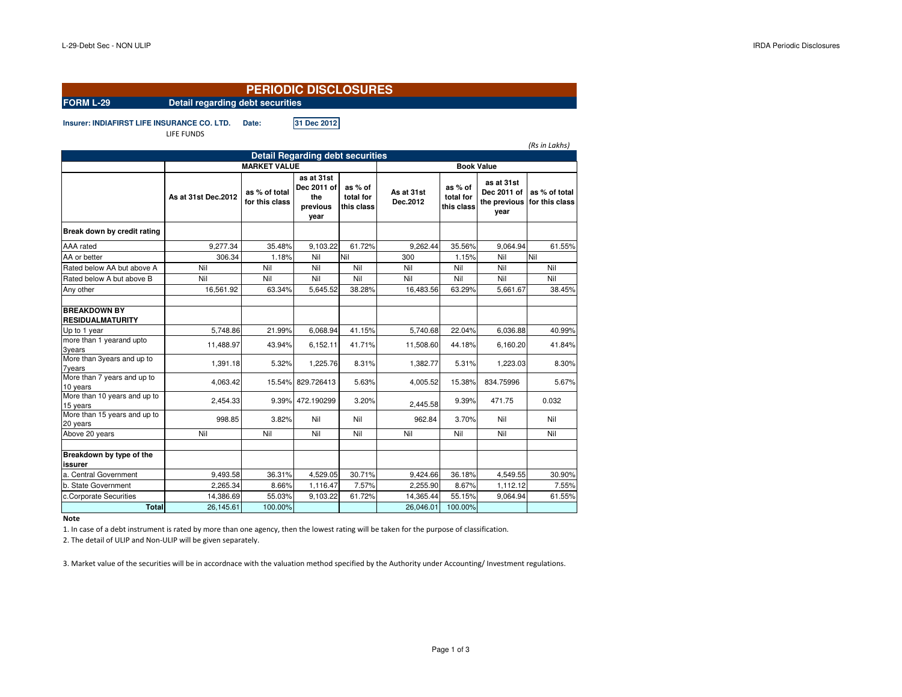# PERIODIC DISCLOSURES

**FORM L-29** **Detail regarding debt securities**

**Insurer: INDIAFIRST LIFE INSURANCE CO. LTD.** **Date:** **31 Dec 2012**

LIFE FUNDS

*(Rs in Lakhs)*

| Detail Regarding debt securities | MARKET VALUE | | | | Book Value | | | |
|---|---|---|---|---|---|---|---|---|
| | As at 31st Dec.2012 | as % of total for this class | as at 31st Dec 2011 of the previous year | as % of total for this class | As at 31st Dec.2012 | as % of total for this class | as at 31st Dec 2011 of the previous year | as % of total for this class |
| **Break down by credit rating** | | | | | | | | |
| AAA rated | 9,277.34 | 35.48% | 9,103.22 | 61.72% | 9,262.44 | 35.56% | 9,064.94 | 61.55% |
| AA or better | 306.34 | 1.18% | Nil | Nil | 300 | 1.15% | Nil | Nil |
| Rated below AA but above A | Nil | Nil | Nil | Nil | Nil | Nil | Nil | Nil |
| Rated below A but above B | Nil | Nil | Nil | Nil | Nil | Nil | Nil | Nil |
| Any other | 16,561.92 | 63.34% | 5,645.52 | 38.28% | 16,483.56 | 63.29% | 5,661.67 | 38.45% |
| | | | | | | | | |
| **BREAKDOWN BY RESIDUALMATURITY** | | | | | | | | |
| Up to 1 year | 5,748.86 | 21.99% | 6,068.94 | 41.15% | 5,740.68 | 22.04% | 6,036.88 | 40.99% |
| more than 1 yearand upto 3years | 11,488.97 | 43.94% | 6,152.11 | 41.71% | 11,508.60 | 44.18% | 6,160.20 | 41.84% |
| More than 3years and up to 7years | 1,391.18 | 5.32% | 1,225.76 | 8.31% | 1,382.77 | 5.31% | 1,223.03 | 8.30% |
| More than 7 years and up to 10 years | 4,063.42 | 15.54% | 829.726413 | 5.63% | 4,005.52 | 15.38% | 834.75996 | 5.67% |
| More than 10 years and up to 15 years | 2,454.33 | 9.39% | 472.190299 | 3.20% | 2,445.58 | 9.39% | 471.75 | 0.032 |
| More than 15 years and up to 20 years | 998.85 | 3.82% | Nil | Nil | 962.84 | 3.70% | Nil | Nil |
| Above 20 years | Nil | Nil | Nil | Nil | Nil | Nil | Nil | Nil |
| | | | | | | | | |
| **Breakdown by type of the issurer** | | | | | | | | |
| a. Central Government | 9,493.58 | 36.31% | 4,529.05 | 30.71% | 9,424.66 | 36.18% | 4,549.55 | 30.90% |
| b. State Government | 2,265.34 | 8.66% | 1,116.47 | 7.57% | 2,255.90 | 8.67% | 1,112.12 | 7.55% |
| c.Corporate Securities | 14,386.69 | 55.03% | 9,103.22 | 61.72% | 14,365.44 | 55.15% | 9,064.94 | 61.55% |
| **Total** | 26,145.61 | 100.00% | | | 26,046.01 | 100.00% | | |

**Note**

1. In case of a debt instrument is rated by more than one agency, then the lowest rating will be taken for the purpose of classification.
2. The detail of ULIP and Non-ULIP will be given separately.

3. Market value of the securities will be in accordnace with the valuation method specified by the Authority under Accounting/ Investment regulations.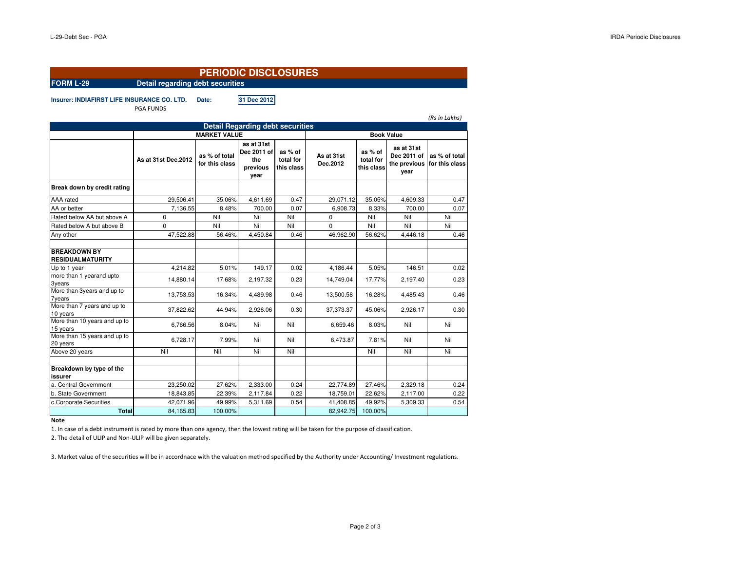# PERIODIC DISCLOSURES

**FORM L-29** **Detail regarding debt securities**

**Insurer: INDIAFIRST LIFE INSURANCE CO. LTD.** **Date:** **31 Dec 2012**

PGA FUNDS

*(Rs in Lakhs)*

| Detail Regarding debt securities | MARKET VALUE | | | | Book Value | | | |
|---|---|---|---|---|---|---|---|---|
| | As at 31st Dec.2012 | as % of total for this class | as at 31st Dec 2011 of the previous year | as % of total for this class | As at 31st Dec.2012 | as % of total for this class | as at 31st Dec 2011 of the previous year | as % of total for this class |
| **Break down by credit rating** | | | | | | | | |
| AAA rated | 29,506.41 | 35.06% | 4,611.69 | 0.47 | 29,071.12 | 35.05% | 4,609.33 | 0.47 |
| AA or better | 7,136.55 | 8.48% | 700.00 | 0.07 | 6,908.73 | 8.33% | 700.00 | 0.07 |
| Rated below AA but above A | 0 | Nil | Nil | Nil | 0 | Nil | Nil | Nil |
| Rated below A but above B | 0 | Nil | Nil | Nil | 0 | Nil | Nil | Nil |
| Any other | 47,522.88 | 56.46% | 4,450.84 | 0.46 | 46,962.90 | 56.62% | 4,446.18 | 0.46 |
| | | | | | | | | |
| **BREAKDOWN BY RESIDUALMATURITY** | | | | | | | | |
| Up to 1 year | 4,214.82 | 5.01% | 149.17 | 0.02 | 4,186.44 | 5.05% | 146.51 | 0.02 |
| more than 1 yearand upto 3years | 14,880.14 | 17.68% | 2,197.32 | 0.23 | 14,749.04 | 17.77% | 2,197.40 | 0.23 |
| More than 3years and up to 7years | 13,753.53 | 16.34% | 4,489.98 | 0.46 | 13,500.58 | 16.28% | 4,485.43 | 0.46 |
| More than 7 years and up to 10 years | 37,822.62 | 44.94% | 2,926.06 | 0.30 | 37,373.37 | 45.06% | 2,926.17 | 0.30 |
| More than 10 years and up to 15 years | 6,766.56 | 8.04% | Nil | Nil | 6,659.46 | 8.03% | Nil | Nil |
| More than 15 years and up to 20 years | 6,728.17 | 7.99% | Nil | Nil | 6,473.87 | 7.81% | Nil | Nil |
| Above 20 years | Nil | Nil | Nil | Nil | | Nil | Nil | Nil |
| | | | | | | | | |
| **Breakdown by type of the issurer** | | | | | | | | |
| a. Central Government | 23,250.02 | 27.62% | 2,333.00 | 0.24 | 22,774.89 | 27.46% | 2,329.18 | 0.24 |
| b. State Government | 18,843.85 | 22.39% | 2,117.84 | 0.22 | 18,759.01 | 22.62% | 2,117.00 | 0.22 |
| c.Corporate Securities | 42,071.96 | 49.99% | 5,311.69 | 0.54 | 41,408.85 | 49.92% | 5,309.33 | 0.54 |
| **Total** | 84,165.83 | 100.00% | | | 82,942.75 | 100.00% | | |

**Note**

1. In case of a debt instrument is rated by more than one agency, then the lowest rating will be taken for the purpose of classification.
2. The detail of ULIP and Non-ULIP will be given separately.
3. Market value of the securities will be in accordnace with the valuation method specified by the Authority under Accounting/ Investment regulations.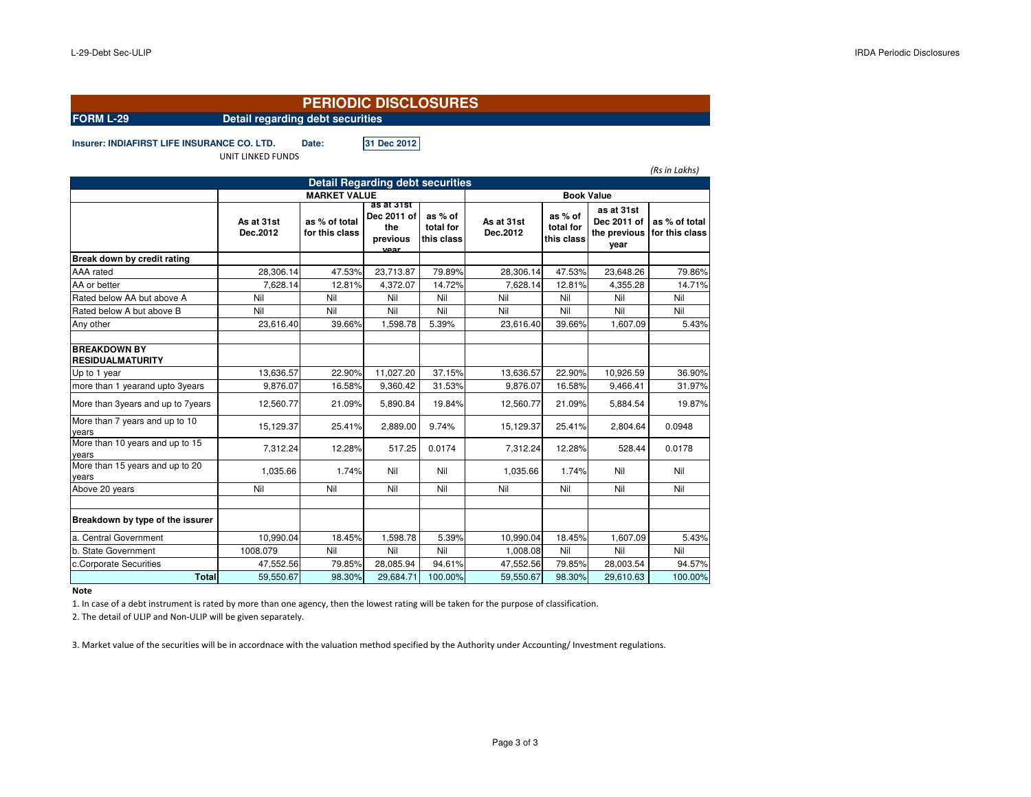# PERIODIC DISCLOSURES

**FORM L-29** **Detail regarding debt securities**

**Insurer: INDIAFIRST LIFE INSURANCE CO. LTD.** **Date:** **31 Dec 2012**

UNIT LINKED FUNDS

*(Rs in Lakhs)*

| Detail Regarding debt securities | | | | | | | | |
|---|---|---|---|---|---|---|---|---|
| | MARKET VALUE | | | | Book Value | | | |
| | As at 31st Dec.2012 | as % of total for this class | as at 31st Dec 2011 of the previous year | as % of total for this class | As at 31st Dec.2012 | as % of total for this class | as at 31st Dec 2011 of the previous year | as % of total for this class |
| **Break down by credit rating** | | | | | | | | |
| AAA rated | 28,306.14 | 47.53% | 23,713.87 | 79.89% | 28,306.14 | 47.53% | 23,648.26 | 79.86% |
| AA or better | 7,628.14 | 12.81% | 4,372.07 | 14.72% | 7,628.14 | 12.81% | 4,355.28 | 14.71% |
| Rated below AA but above A | Nil | Nil | Nil | Nil | Nil | Nil | Nil | Nil |
| Rated below A but above B | Nil | Nil | Nil | Nil | Nil | Nil | Nil | Nil |
| Any other | 23,616.40 | 39.66% | 1,598.78 | 5.39% | 23,616.40 | 39.66% | 1,607.09 | 5.43% |
| | | | | | | | | |
| **BREAKDOWN BY RESIDUALMATURITY** | | | | | | | | |
| Up to 1 year | 13,636.57 | 22.90% | 11,027.20 | 37.15% | 13,636.57 | 22.90% | 10,926.59 | 36.90% |
| more than 1 yearand upto 3years | 9,876.07 | 16.58% | 9,360.42 | 31.53% | 9,876.07 | 16.58% | 9,466.41 | 31.97% |
| More than 3years and up to 7years | 12,560.77 | 21.09% | 5,890.84 | 19.84% | 12,560.77 | 21.09% | 5,884.54 | 19.87% |
| More than 7 years and up to 10 years | 15,129.37 | 25.41% | 2,889.00 | 9.74% | 15,129.37 | 25.41% | 2,804.64 | 0.0948 |
| More than 10 years and up to 15 years | 7,312.24 | 12.28% | 517.25 | 0.0174 | 7,312.24 | 12.28% | 528.44 | 0.0178 |
| More than 15 years and up to 20 years | 1,035.66 | 1.74% | Nil | Nil | 1,035.66 | 1.74% | Nil | Nil |
| Above 20 years | Nil | Nil | Nil | Nil | Nil | Nil | Nil | Nil |
| | | | | | | | | |
| **Breakdown by type of the issurer** | | | | | | | | |
| a. Central Government | 10,990.04 | 18.45% | 1,598.78 | 5.39% | 10,990.04 | 18.45% | 1,607.09 | 5.43% |
| b. State Government | 1008.079 | Nil | Nil | Nil | 1,008.08 | Nil | Nil | Nil |
| c.Corporate Securities | 47,552.56 | 79.85% | 28,085.94 | 94.61% | 47,552.56 | 79.85% | 28,003.54 | 94.57% |
| **Total** | 59,550.67 | 98.30% | 29,684.71 | 100.00% | 59,550.67 | 98.30% | 29,610.63 | 100.00% |

**Note**

1. In case of a debt instrument is rated by more than one agency, then the lowest rating will be taken for the purpose of classification.
2. The detail of ULIP and Non-ULIP will be given separately.
3. Market value of the securities will be in accordnace with the valuation method specified by the Authority under Accounting/ Investment regulations.